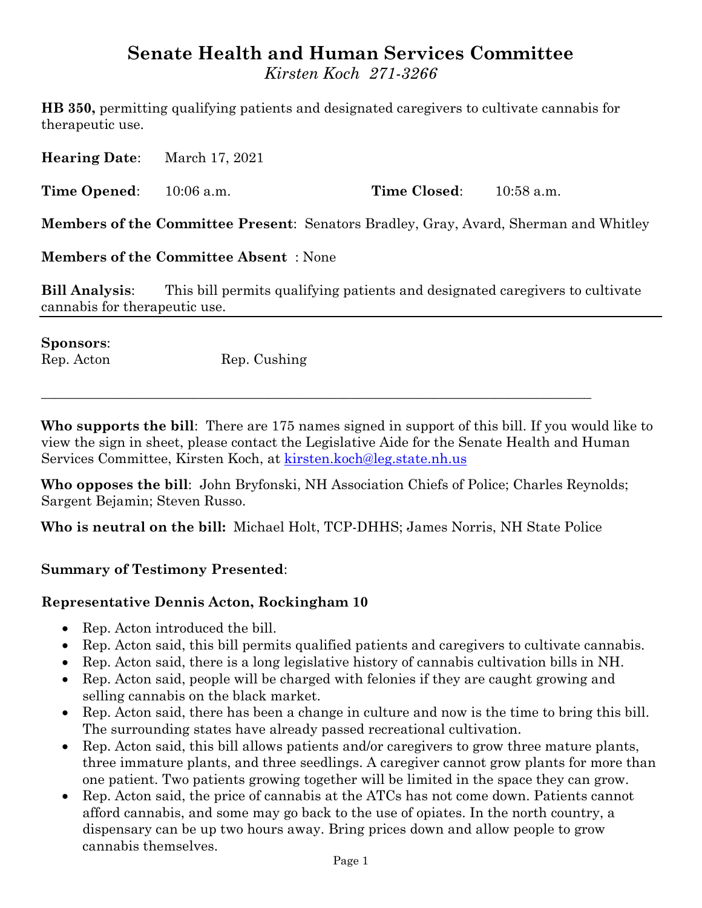# Senate Health and Human Services Committee

*Kirsten Koch 271-3266*

**HB 350,** permitting qualifying patients and designated caregivers to cultivate cannabis for therapeutic use.

**Hearing Date**: March 17, 2021

**Time Opened**: 10:06 a.m. **Time Closed**: 10:58 a.m.

**Members of the Committee Present**: Senators Bradley, Gray, Avard, Sherman and Whitley

**Members of the Committee Absent** : None

**Bill Analysis**: This bill permits qualifying patients and designated caregivers to cultivate cannabis for therapeutic use.

---

**Sponsors**:
Rep. Acton Rep. Cushing

---

**Who supports the bill**: There are 175 names signed in support of this bill. If you would like to view the sign in sheet, please contact the Legislative Aide for the Senate Health and Human Services Committee, Kirsten Koch, at kirsten.koch@leg.state.nh.us

**Who opposes the bill**: John Bryfonski, NH Association Chiefs of Police; Charles Reynolds; Sargent Bejamin; Steven Russo.

**Who is neutral on the bill:** Michael Holt, TCP-DHHS; James Norris, NH State Police

**Summary of Testimony Presented**:

**Representative Dennis Acton, Rockingham 10**

- Rep. Acton introduced the bill.
- Rep. Acton said, this bill permits qualified patients and caregivers to cultivate cannabis.
- Rep. Acton said, there is a long legislative history of cannabis cultivation bills in NH.
- Rep. Acton said, people will be charged with felonies if they are caught growing and selling cannabis on the black market.
- Rep. Acton said, there has been a change in culture and now is the time to bring this bill. The surrounding states have already passed recreational cultivation.
- Rep. Acton said, this bill allows patients and/or caregivers to grow three mature plants, three immature plants, and three seedlings. A caregiver cannot grow plants for more than one patient. Two patients growing together will be limited in the space they can grow.
- Rep. Acton said, the price of cannabis at the ATCs has not come down. Patients cannot afford cannabis, and some may go back to the use of opiates. In the north country, a dispensary can be up two hours away. Bring prices down and allow people to grow cannabis themselves.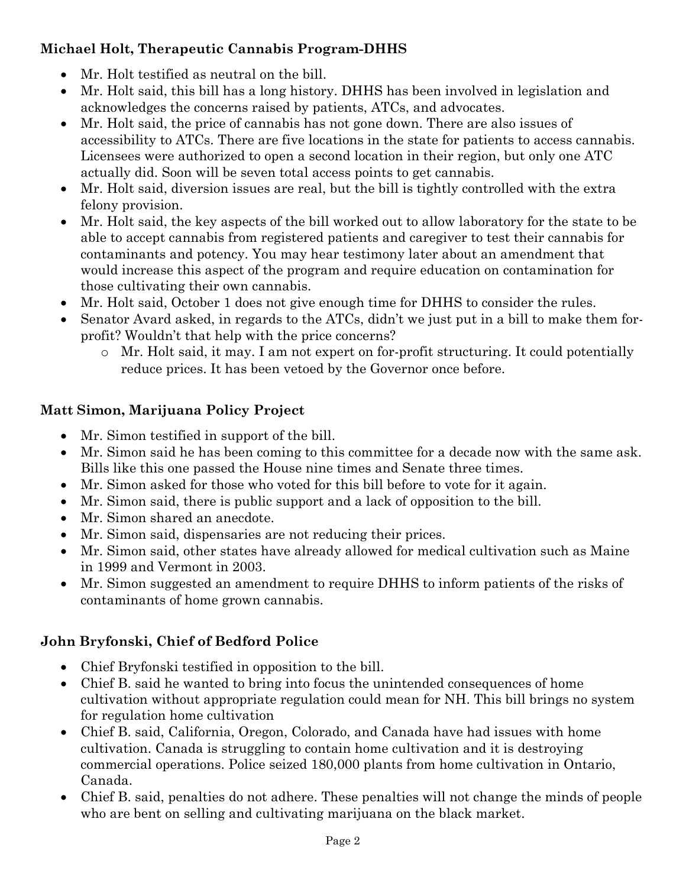**Michael Holt, Therapeutic Cannabis Program-DHHS**

- Mr. Holt testified as neutral on the bill.
- Mr. Holt said, this bill has a long history. DHHS has been involved in legislation and acknowledges the concerns raised by patients, ATCs, and advocates.
- Mr. Holt said, the price of cannabis has not gone down. There are also issues of accessibility to ATCs. There are five locations in the state for patients to access cannabis. Licensees were authorized to open a second location in their region, but only one ATC actually did. Soon will be seven total access points to get cannabis.
- Mr. Holt said, diversion issues are real, but the bill is tightly controlled with the extra felony provision.
- Mr. Holt said, the key aspects of the bill worked out to allow laboratory for the state to be able to accept cannabis from registered patients and caregiver to test their cannabis for contaminants and potency. You may hear testimony later about an amendment that would increase this aspect of the program and require education on contamination for those cultivating their own cannabis.
- Mr. Holt said, October 1 does not give enough time for DHHS to consider the rules.
- Senator Avard asked, in regards to the ATCs, didn't we just put in a bill to make them for-profit? Wouldn't that help with the price concerns?
    - Mr. Holt said, it may. I am not expert on for-profit structuring. It could potentially reduce prices. It has been vetoed by the Governor once before.

**Matt Simon, Marijuana Policy Project**

- Mr. Simon testified in support of the bill.
- Mr. Simon said he has been coming to this committee for a decade now with the same ask. Bills like this one passed the House nine times and Senate three times.
- Mr. Simon asked for those who voted for this bill before to vote for it again.
- Mr. Simon said, there is public support and a lack of opposition to the bill.
- Mr. Simon shared an anecdote.
- Mr. Simon said, dispensaries are not reducing their prices.
- Mr. Simon said, other states have already allowed for medical cultivation such as Maine in 1999 and Vermont in 2003.
- Mr. Simon suggested an amendment to require DHHS to inform patients of the risks of contaminants of home grown cannabis.

**John Bryfonski, Chief of Bedford Police**

- Chief Bryfonski testified in opposition to the bill.
- Chief B. said he wanted to bring into focus the unintended consequences of home cultivation without appropriate regulation could mean for NH. This bill brings no system for regulation home cultivation
- Chief B. said, California, Oregon, Colorado, and Canada have had issues with home cultivation. Canada is struggling to contain home cultivation and it is destroying commercial operations. Police seized 180,000 plants from home cultivation in Ontario, Canada.
- Chief B. said, penalties do not adhere. These penalties will not change the minds of people who are bent on selling and cultivating marijuana on the black market.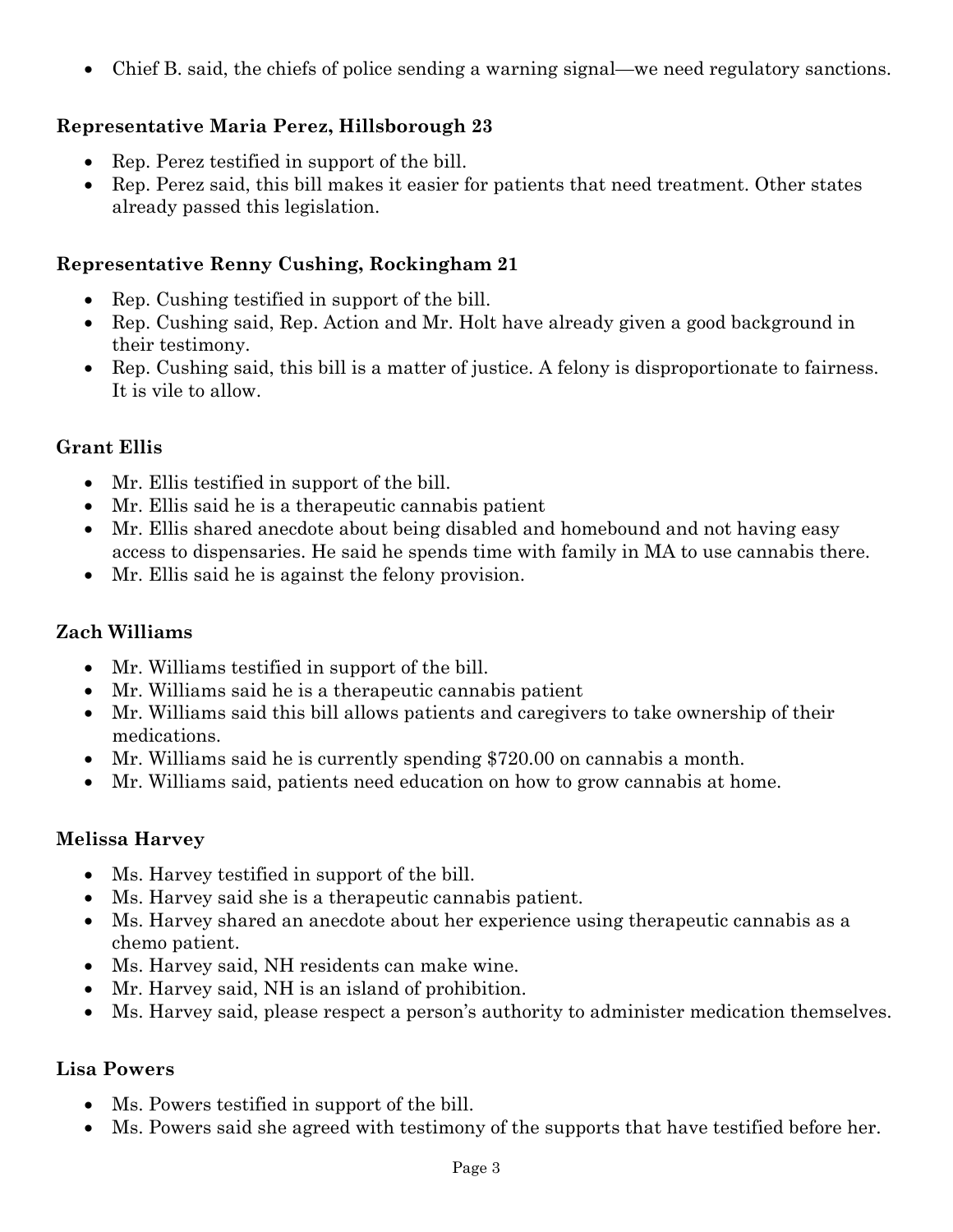- Chief B. said, the chiefs of police sending a warning signal—we need regulatory sanctions.

### Representative Maria Perez, Hillsborough 23

- Rep. Perez testified in support of the bill.
- Rep. Perez said, this bill makes it easier for patients that need treatment. Other states already passed this legislation.

### Representative Renny Cushing, Rockingham 21

- Rep. Cushing testified in support of the bill.
- Rep. Cushing said, Rep. Action and Mr. Holt have already given a good background in their testimony.
- Rep. Cushing said, this bill is a matter of justice. A felony is disproportionate to fairness. It is vile to allow.

### Grant Ellis

- Mr. Ellis testified in support of the bill.
- Mr. Ellis said he is a therapeutic cannabis patient
- Mr. Ellis shared anecdote about being disabled and homebound and not having easy access to dispensaries. He said he spends time with family in MA to use cannabis there.
- Mr. Ellis said he is against the felony provision.

### Zach Williams

- Mr. Williams testified in support of the bill.
- Mr. Williams said he is a therapeutic cannabis patient
- Mr. Williams said this bill allows patients and caregivers to take ownership of their medications.
- Mr. Williams said he is currently spending $720.00 on cannabis a month.
- Mr. Williams said, patients need education on how to grow cannabis at home.

### Melissa Harvey

- Ms. Harvey testified in support of the bill.
- Ms. Harvey said she is a therapeutic cannabis patient.
- Ms. Harvey shared an anecdote about her experience using therapeutic cannabis as a chemo patient.
- Ms. Harvey said, NH residents can make wine.
- Mr. Harvey said, NH is an island of prohibition.
- Ms. Harvey said, please respect a person's authority to administer medication themselves.

### Lisa Powers

- Ms. Powers testified in support of the bill.
- Ms. Powers said she agreed with testimony of the supports that have testified before her.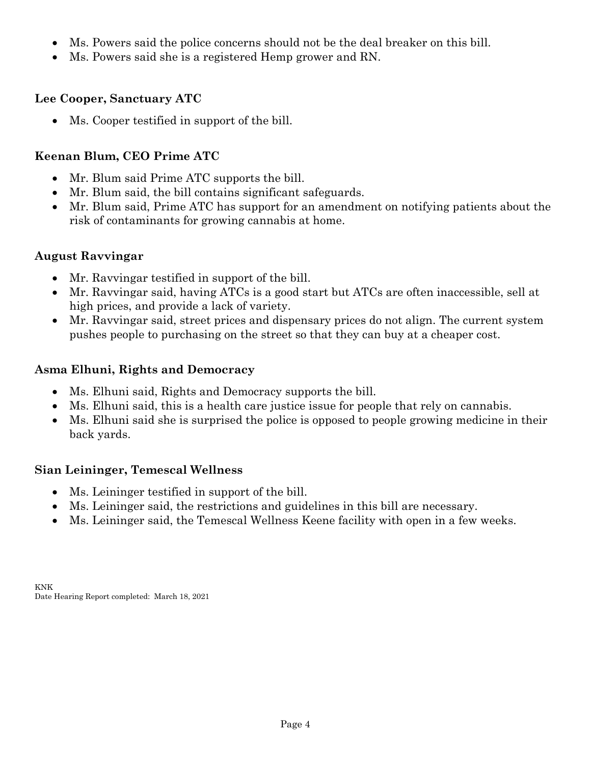- Ms. Powers said the police concerns should not be the deal breaker on this bill.
- Ms. Powers said she is a registered Hemp grower and RN.

**Lee Cooper, Sanctuary ATC**

- Ms. Cooper testified in support of the bill.

**Keenan Blum, CEO Prime ATC**

- Mr. Blum said Prime ATC supports the bill.
- Mr. Blum said, the bill contains significant safeguards.
- Mr. Blum said, Prime ATC has support for an amendment on notifying patients about the risk of contaminants for growing cannabis at home.

**August Ravvingar**

- Mr. Ravvingar testified in support of the bill.
- Mr. Ravvingar said, having ATCs is a good start but ATCs are often inaccessible, sell at high prices, and provide a lack of variety.
- Mr. Ravvingar said, street prices and dispensary prices do not align. The current system pushes people to purchasing on the street so that they can buy at a cheaper cost.

**Asma Elhuni, Rights and Democracy**

- Ms. Elhuni said, Rights and Democracy supports the bill.
- Ms. Elhuni said, this is a health care justice issue for people that rely on cannabis.
- Ms. Elhuni said she is surprised the police is opposed to people growing medicine in their back yards.

**Sian Leininger, Temescal Wellness**

- Ms. Leininger testified in support of the bill.
- Ms. Leininger said, the restrictions and guidelines in this bill are necessary.
- Ms. Leininger said, the Temescal Wellness Keene facility with open in a few weeks.

KNK
Date Hearing Report completed: March 18, 2021